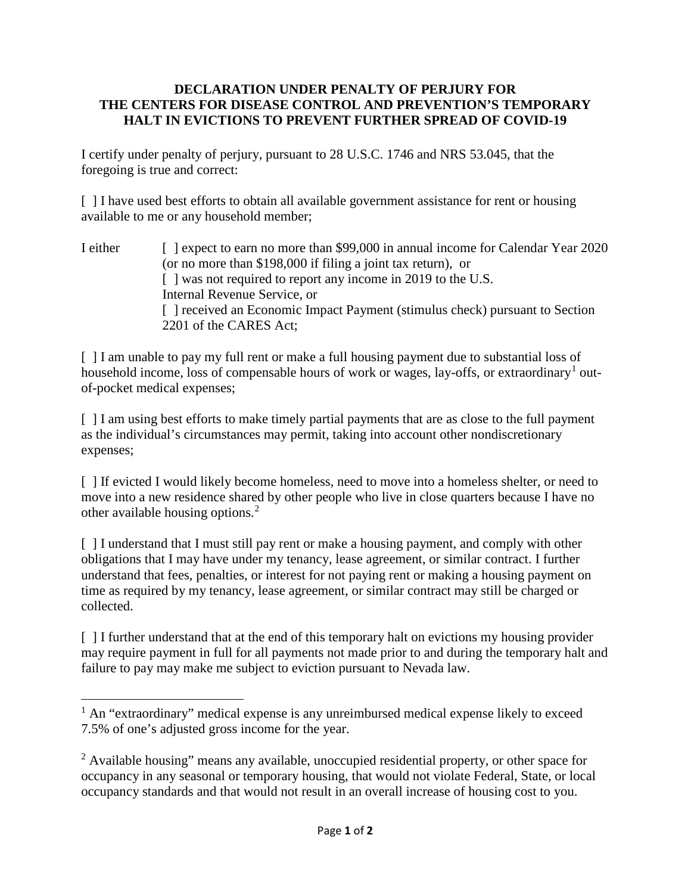**DECLARATION UNDER PENALTY OF PERJURY FOR THE CENTERS FOR DISEASE CONTROL AND PREVENTION'S TEMPORARY HALT IN EVICTIONS TO PREVENT FURTHER SPREAD OF COVID-19**

I certify under penalty of perjury, pursuant to 28 U.S.C. 1746 and NRS 53.045, that the foregoing is true and correct:

[ ] I have used best efforts to obtain all available government assistance for rent or housing available to me or any household member;

I either [ ] expect to earn no more than $99,000 in annual income for Calendar Year 2020 (or no more than $198,000 if filing a joint tax return), or
[ ] was not required to report any income in 2019 to the U.S. Internal Revenue Service, or
[ ] received an Economic Impact Payment (stimulus check) pursuant to Section 2201 of the CARES Act;

[ ] I am unable to pay my full rent or make a full housing payment due to substantial loss of household income, loss of compensable hours of work or wages, lay-offs, or extraordinary[1] out-of-pocket medical expenses;

[ ] I am using best efforts to make timely partial payments that are as close to the full payment as the individual's circumstances may permit, taking into account other nondiscretionary expenses;

[ ] If evicted I would likely become homeless, need to move into a homeless shelter, or need to move into a new residence shared by other people who live in close quarters because I have no other available housing options.[2]

[ ] I understand that I must still pay rent or make a housing payment, and comply with other obligations that I may have under my tenancy, lease agreement, or similar contract. I further understand that fees, penalties, or interest for not paying rent or making a housing payment on time as required by my tenancy, lease agreement, or similar contract may still be charged or collected.

[ ] I further understand that at the end of this temporary halt on evictions my housing provider may require payment in full for all payments not made prior to and during the temporary halt and failure to pay may make me subject to eviction pursuant to Nevada law.

---

[1] An "extraordinary" medical expense is any unreimbursed medical expense likely to exceed 7.5% of one's adjusted gross income for the year.

[2] Available housing" means any available, unoccupied residential property, or other space for occupancy in any seasonal or temporary housing, that would not violate Federal, State, or local occupancy standards and that would not result in an overall increase of housing cost to you.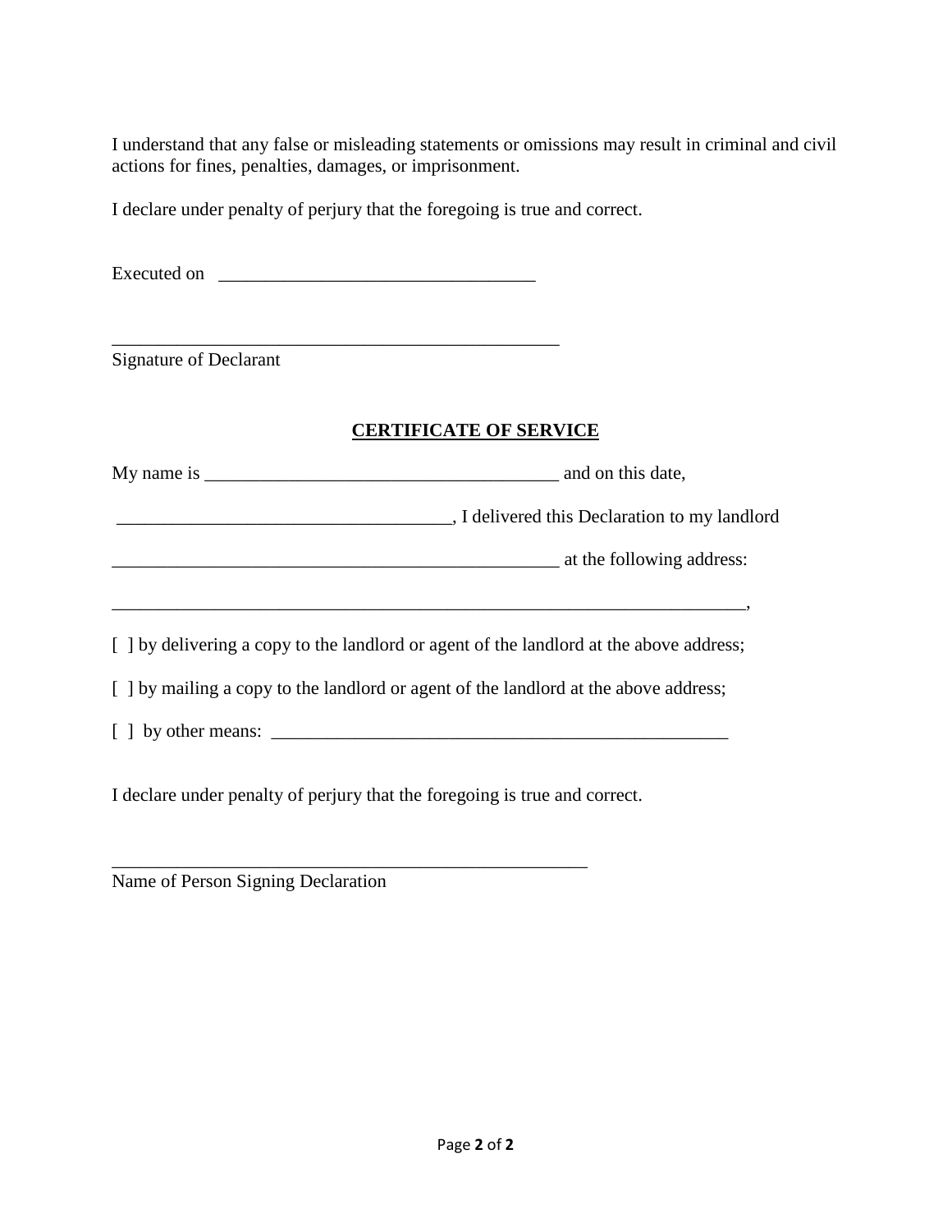I understand that any false or misleading statements or omissions may result in criminal and civil actions for fines, penalties, damages, or imprisonment.

I declare under penalty of perjury that the foregoing is true and correct.

Executed on ___________________________________

_________________________________________________
Signature of Declarant

## CERTIFICATE OF SERVICE

My name is _______________________________________ and on this date,

____________________________________, I delivered this Declaration to my landlord

_________________________________________________ at the following address:

_____________________________________________________________________,

[ ] by delivering a copy to the landlord or agent of the landlord at the above address;

[ ] by mailing a copy to the landlord or agent of the landlord at the above address;

[ ] by other means: __________________________________________________

I declare under penalty of perjury that the foregoing is true and correct.

____________________________________________________
Name of Person Signing Declaration